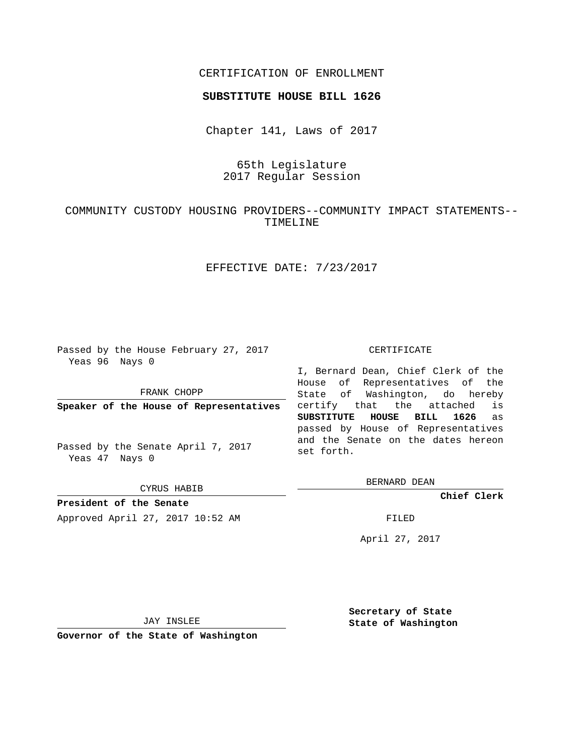CERTIFICATION OF ENROLLMENT

**SUBSTITUTE HOUSE BILL 1626**

Chapter 141, Laws of 2017

65th Legislature
2017 Regular Session

COMMUNITY CUSTODY HOUSING PROVIDERS--COMMUNITY IMPACT STATEMENTS--TIMELINE

EFFECTIVE DATE: 7/23/2017

Passed by the House February 27, 2017
Yeas 96 Nays 0

FRANK CHOPP

**Speaker of the House of Representatives**

Passed by the Senate April 7, 2017
Yeas 47 Nays 0

CYRUS HABIB

**President of the Senate**

Approved April 27, 2017 10:52 AM

JAY INSLEE

**Governor of the State of Washington**

CERTIFICATE

I, Bernard Dean, Chief Clerk of the House of Representatives of the State of Washington, do hereby certify that the attached is **SUBSTITUTE HOUSE BILL 1626** as passed by House of Representatives and the Senate on the dates hereon set forth.

BERNARD DEAN

**Chief Clerk**

FILED

April 27, 2017

**Secretary of State**
**State of Washington**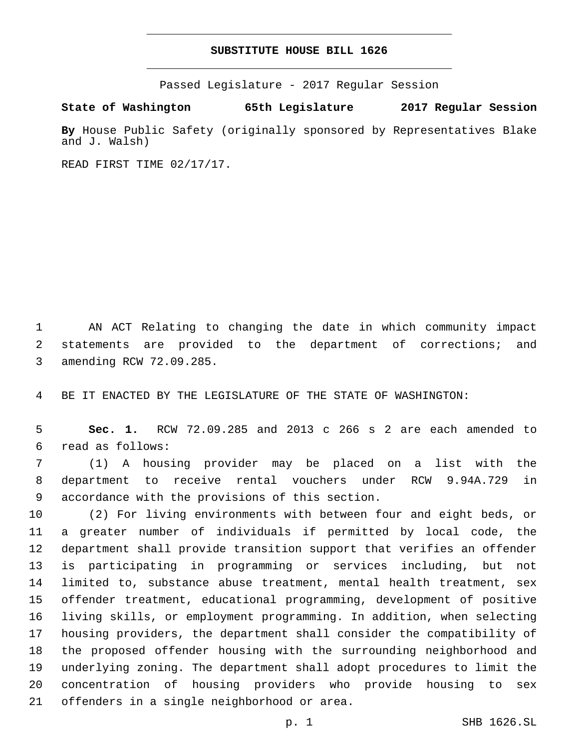# SUBSTITUTE HOUSE BILL 1626

Passed Legislature - 2017 Regular Session

**State of Washington 65th Legislature 2017 Regular Session**

**By** House Public Safety (originally sponsored by Representatives Blake and J. Walsh)

READ FIRST TIME 02/17/17.

AN ACT Relating to changing the date in which community impact statements are provided to the department of corrections; and amending RCW 72.09.285.

BE IT ENACTED BY THE LEGISLATURE OF THE STATE OF WASHINGTON:

**Sec. 1.** RCW 72.09.285 and 2013 c 266 s 2 are each amended to read as follows:

(1) A housing provider may be placed on a list with the department to receive rental vouchers under RCW 9.94A.729 in accordance with the provisions of this section.

(2) For living environments with between four and eight beds, or a greater number of individuals if permitted by local code, the department shall provide transition support that verifies an offender is participating in programming or services including, but not limited to, substance abuse treatment, mental health treatment, sex offender treatment, educational programming, development of positive living skills, or employment programming. In addition, when selecting housing providers, the department shall consider the compatibility of the proposed offender housing with the surrounding neighborhood and underlying zoning. The department shall adopt procedures to limit the concentration of housing providers who provide housing to sex offenders in a single neighborhood or area.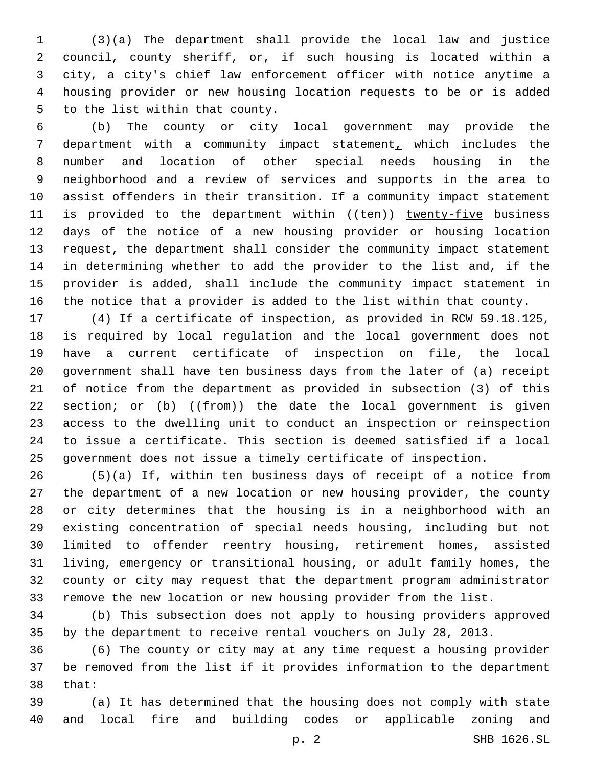(3)(a) The department shall provide the local law and justice council, county sheriff, or, if such housing is located within a city, a city's chief law enforcement officer with notice anytime a housing provider or new housing location requests to be or is added to the list within that county.

(b) The county or city local government may provide the department with a community impact statement, which includes the number and location of other special needs housing in the neighborhood and a review of services and supports in the area to assist offenders in their transition. If a community impact statement is provided to the department within ((~~ten~~)) twenty-five business days of the notice of a new housing provider or housing location request, the department shall consider the community impact statement in determining whether to add the provider to the list and, if the provider is added, shall include the community impact statement in the notice that a provider is added to the list within that county.

(4) If a certificate of inspection, as provided in RCW 59.18.125, is required by local regulation and the local government does not have a current certificate of inspection on file, the local government shall have ten business days from the later of (a) receipt of notice from the department as provided in subsection (3) of this section; or (b) ((~~from~~)) the date the local government is given access to the dwelling unit to conduct an inspection or reinspection to issue a certificate. This section is deemed satisfied if a local government does not issue a timely certificate of inspection.

(5)(a) If, within ten business days of receipt of a notice from the department of a new location or new housing provider, the county or city determines that the housing is in a neighborhood with an existing concentration of special needs housing, including but not limited to offender reentry housing, retirement homes, assisted living, emergency or transitional housing, or adult family homes, the county or city may request that the department program administrator remove the new location or new housing provider from the list.

(b) This subsection does not apply to housing providers approved by the department to receive rental vouchers on July 28, 2013.

(6) The county or city may at any time request a housing provider be removed from the list if it provides information to the department that:

(a) It has determined that the housing does not comply with state and local fire and building codes or applicable zoning and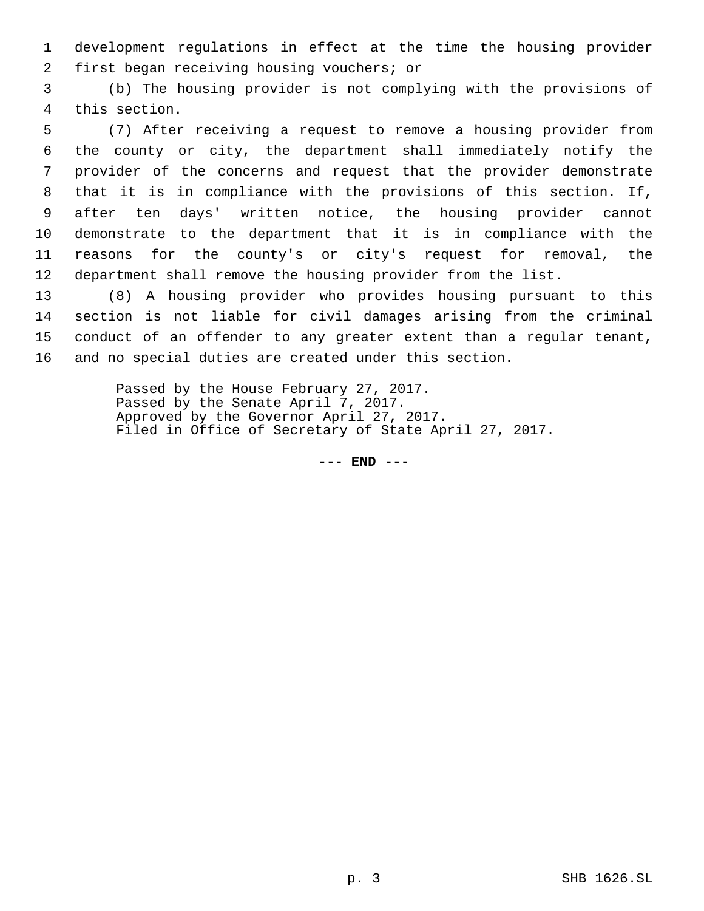development regulations in effect at the time the housing provider first began receiving housing vouchers; or

(b) The housing provider is not complying with the provisions of this section.

(7) After receiving a request to remove a housing provider from the county or city, the department shall immediately notify the provider of the concerns and request that the provider demonstrate that it is in compliance with the provisions of this section. If, after ten days' written notice, the housing provider cannot demonstrate to the department that it is in compliance with the reasons for the county's or city's request for removal, the department shall remove the housing provider from the list.

(8) A housing provider who provides housing pursuant to this section is not liable for civil damages arising from the criminal conduct of an offender to any greater extent than a regular tenant, and no special duties are created under this section.

Passed by the House February 27, 2017.
Passed by the Senate April 7, 2017.
Approved by the Governor April 27, 2017.
Filed in Office of Secretary of State April 27, 2017.

**--- END ---**